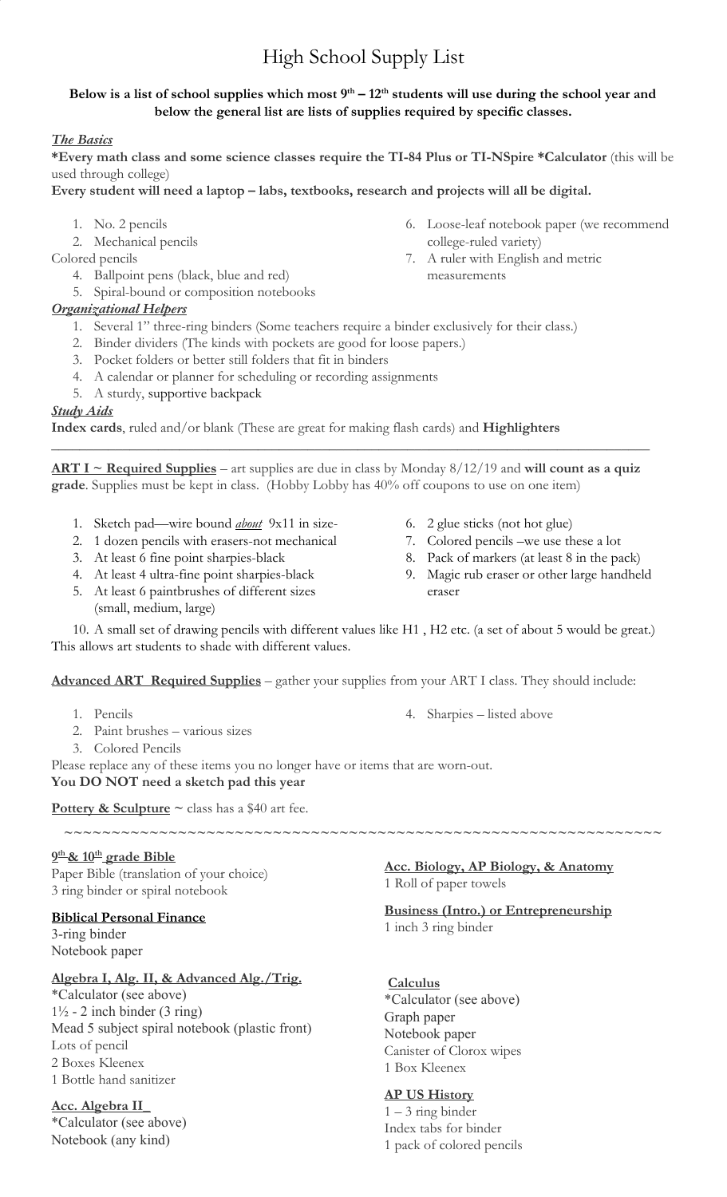# High School Supply List

**Below is a list of school supplies which most 9th – 12th students will use during the school year and below the general list are lists of supplies required by specific classes.**

***The Basics***

**\*Every math class and some science classes require the TI-84 Plus or TI-NSpire \*Calculator** (this will be used through college)

**Every student will need a laptop – labs, textbooks, research and projects will all be digital.**

1. No. 2 pencils
2. Mechanical pencils

Colored pencils

4. Ballpoint pens (black, blue and red)
5. Spiral-bound or composition notebooks
6. Loose-leaf notebook paper (we recommend college-ruled variety)
7. A ruler with English and metric measurements

***Organizational Helpers***

1. Several 1" three-ring binders (Some teachers require a binder exclusively for their class.)
2. Binder dividers (The kinds with pockets are good for loose papers.)
3. Pocket folders or better still folders that fit in binders
4. A calendar or planner for scheduling or recording assignments
5. A sturdy, supportive backpack

***Study Aids***

**Index cards**, ruled and/or blank (These are great for making flash cards) and **Highlighters**

---

**ART I ~ Required Supplies** – art supplies are due in class by Monday 8/12/19 and **will count as a quiz grade**. Supplies must be kept in class. (Hobby Lobby has 40% off coupons to use on one item)

1. Sketch pad—wire bound ***about*** 9x11 in size-
2. 1 dozen pencils with erasers-not mechanical
3. At least 6 fine point sharpies-black
4. At least 4 ultra-fine point sharpies-black
5. At least 6 paintbrushes of different sizes (small, medium, large)
6. 2 glue sticks (not hot glue)
7. Colored pencils –we use these a lot
8. Pack of markers (at least 8 in the pack)
9. Magic rub eraser or other large handheld eraser
10. A small set of drawing pencils with different values like H1 , H2 etc. (a set of about 5 would be great.) This allows art students to shade with different values.

**Advanced ART Required Supplies** – gather your supplies from your ART I class. They should include:

1. Pencils
2. Paint brushes – various sizes
3. Colored Pencils
4. Sharpies – listed above

Please replace any of these items you no longer have or items that are worn-out.

**You DO NOT need a sketch pad this year**

**Pottery & Sculpture** ~ class has a $40 art fee.

~~~~~~~~~~~~~~~~~~~~~~~~~~~~~~~~~~~~~~~~~~~~~~~~~~~~~~~~~~~~~~~~~~~~~~~

**9th & 10th grade Bible**

Paper Bible (translation of your choice)
3 ring binder or spiral notebook

**Biblical Personal Finance**

3-ring binder
Notebook paper

**Algebra I, Alg. II, & Advanced Alg./Trig.**

\*Calculator (see above)
1½ - 2 inch binder (3 ring)
Mead 5 subject spiral notebook (plastic front)
Lots of pencil
2 Boxes Kleenex
1 Bottle hand sanitizer

**Acc. Algebra II**

\*Calculator (see above)
Notebook (any kind)

**Acc. Biology, AP Biology, & Anatomy**

1 Roll of paper towels

**Business (Intro.) or Entrepreneurship**

1 inch 3 ring binder

**Calculus**

\*Calculator (see above)
Graph paper
Notebook paper
Canister of Clorox wipes
1 Box Kleenex

**AP US History**

1 – 3 ring binder
Index tabs for binder
1 pack of colored pencils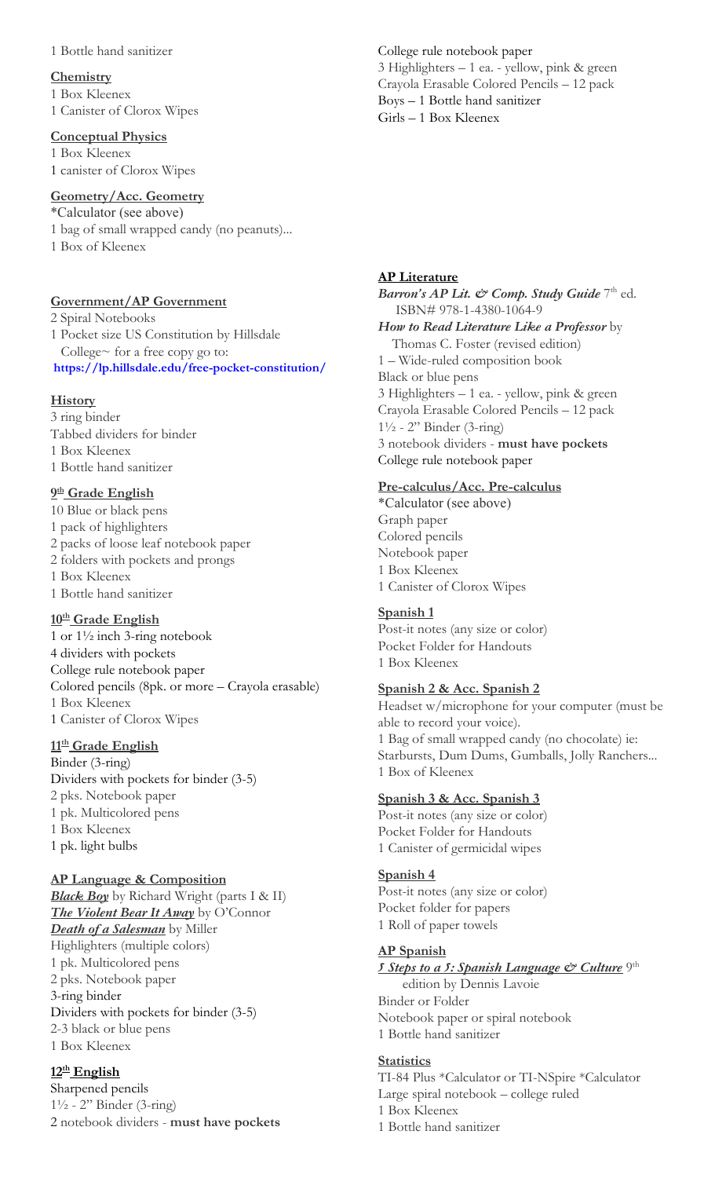1 Bottle hand sanitizer

**Chemistry**

1 Box Kleenex
1 Canister of Clorox Wipes

**Conceptual Physics**

1 Box Kleenex
1 canister of Clorox Wipes

**Geometry/Acc. Geometry**

*Calculator (see above)
1 bag of small wrapped candy (no peanuts)...
1 Box of Kleenex

**Government/AP Government**

2 Spiral Notebooks
1 Pocket size US Constitution by Hillsdale College~ for a free copy go to:
**https://lp.hillsdale.edu/free-pocket-constitution/**

**History**

3 ring binder
Tabbed dividers for binder
1 Box Kleenex
1 Bottle hand sanitizer

**9th Grade English**

10 Blue or black pens
1 pack of highlighters
2 packs of loose leaf notebook paper
2 folders with pockets and prongs
1 Box Kleenex
1 Bottle hand sanitizer

**10th Grade English**

1 or 1½ inch 3-ring notebook
4 dividers with pockets
College rule notebook paper
Colored pencils (8pk. or more – Crayola erasable)
1 Box Kleenex
1 Canister of Clorox Wipes

**11th Grade English**

Binder (3-ring)
Dividers with pockets for binder (3-5)
2 pks. Notebook paper
1 pk. Multicolored pens
1 Box Kleenex
1 pk. light bulbs

**AP Language & Composition**

***Black Boy*** by Richard Wright (parts I & II)
***The Violent Bear It Away*** by O'Connor
***Death of a Salesman*** by Miller
Highlighters (multiple colors)
1 pk. Multicolored pens
2 pks. Notebook paper
3-ring binder
Dividers with pockets for binder (3-5)
2-3 black or blue pens
1 Box Kleenex

**12th English**

Sharpened pencils
1½ - 2" Binder (3-ring)
2 notebook dividers - **must have pockets**
College rule notebook paper
3 Highlighters – 1 ea. - yellow, pink & green
Crayola Erasable Colored Pencils – 12 pack
Boys – 1 Bottle hand sanitizer
Girls – 1 Box Kleenex

**AP Literature**

***Barron's AP Lit. & Comp. Study Guide*** 7th ed. ISBN# 978-1-4380-1064-9
***How to Read Literature Like a Professor*** by Thomas C. Foster (revised edition)
1 – Wide-ruled composition book
Black or blue pens
3 Highlighters – 1 ea. - yellow, pink & green
Crayola Erasable Colored Pencils – 12 pack
1½ - 2" Binder (3-ring)
3 notebook dividers - **must have pockets**
College rule notebook paper

**Pre-calculus/Acc. Pre-calculus**

*Calculator (see above)
Graph paper
Colored pencils
Notebook paper
1 Box Kleenex
1 Canister of Clorox Wipes

**Spanish 1**

Post-it notes (any size or color)
Pocket Folder for Handouts
1 Box Kleenex

**Spanish 2 & Acc. Spanish 2**

Headset w/microphone for your computer (must be able to record your voice).
1 Bag of small wrapped candy (no chocolate) ie: Starbursts, Dum Dums, Gumballs, Jolly Ranchers...
1 Box of Kleenex

**Spanish 3 & Acc. Spanish 3**

Post-it notes (any size or color)
Pocket Folder for Handouts
1 Canister of germicidal wipes

**Spanish 4**

Post-it notes (any size or color)
Pocket folder for papers
1 Roll of paper towels

**AP Spanish**

***5 Steps to a 5: Spanish Language & Culture*** 9th edition by Dennis Lavoie
Binder or Folder
Notebook paper or spiral notebook
1 Bottle hand sanitizer

**Statistics**

TI-84 Plus *Calculator or TI-NSpire *Calculator
Large spiral notebook – college ruled
1 Box Kleenex
1 Bottle hand sanitizer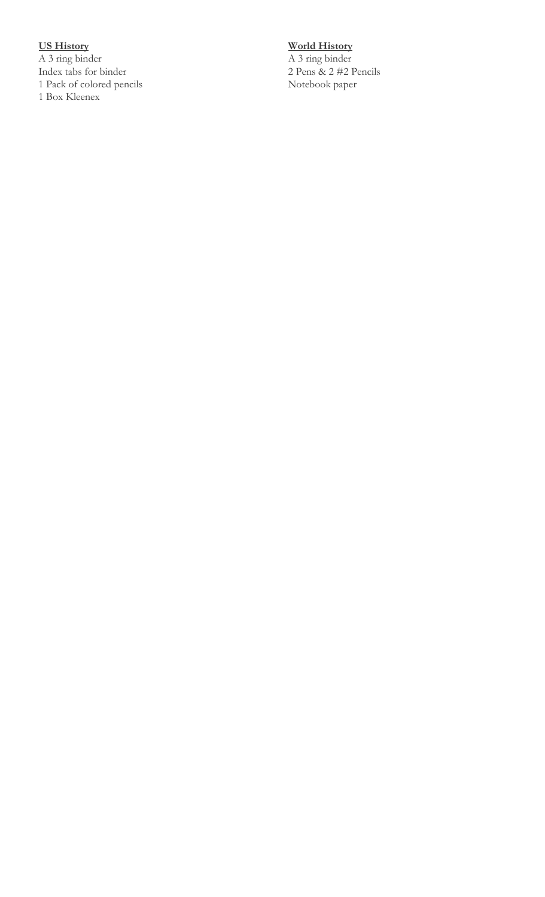**US History**

A 3 ring binder
Index tabs for binder
1 Pack of colored pencils
1 Box Kleenex

**World History**

A 3 ring binder
2 Pens & 2 #2 Pencils
Notebook paper